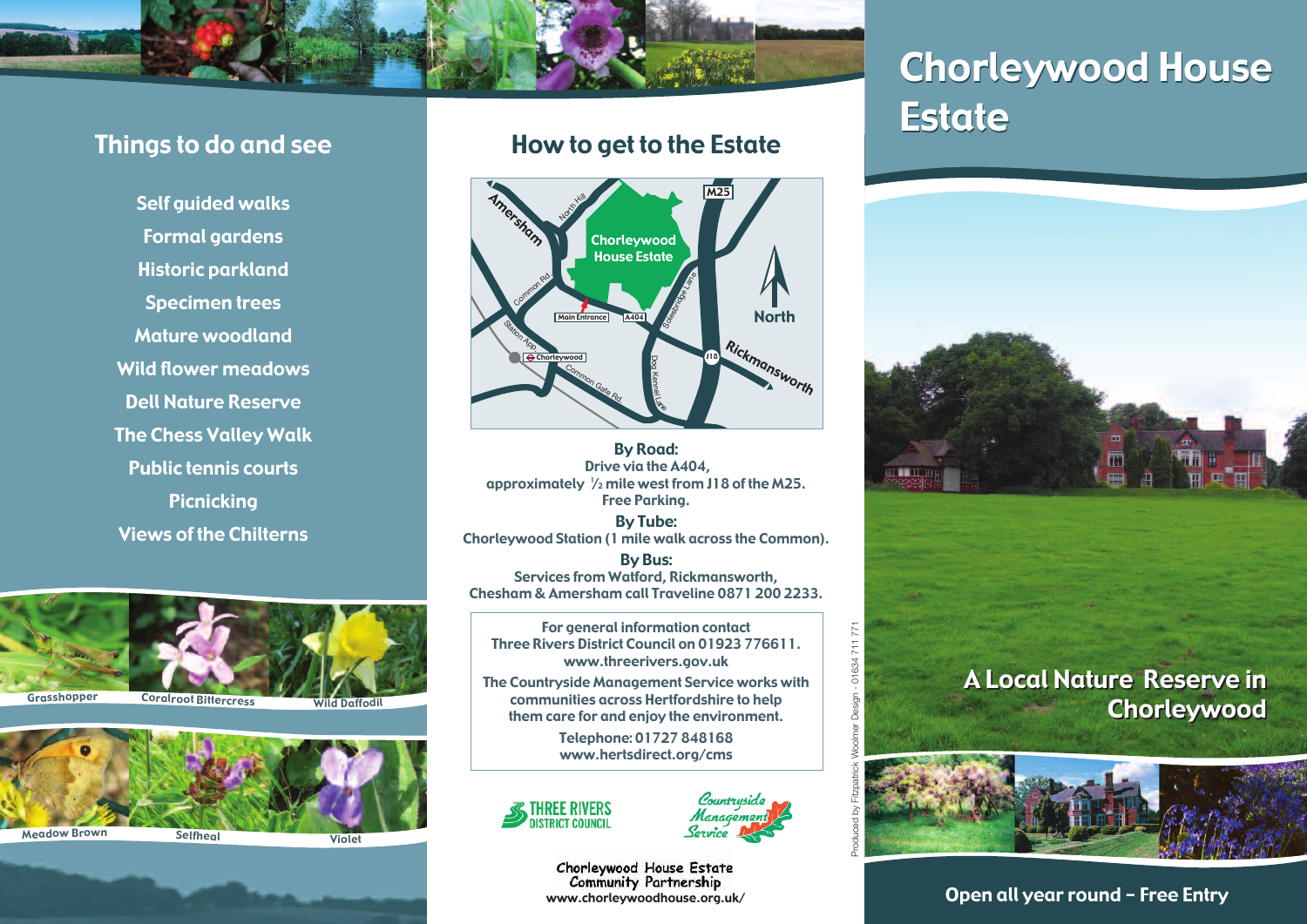# Chorleywood House Estate

## A Local Nature Reserve in Chorleywood

**Open all year round – Free Entry**

## Things to do and see

- Self guided walks
- Formal gardens
- Historic parkland
- Specimen trees
- Mature woodland
- Wild flower meadows
- Dell Nature Reserve
- The Chess Valley Walk
- Public tennis courts
- Picnicking
- Views of the Chilterns

Grasshopper | Coralroot Bittercress | Wild Daffodil

Meadow Brown | Selfheal | Violet

## How to get to the Estate

**By Road:**
Drive via the A404, approximately ½ mile west from J18 of the M25.
Free Parking.

**By Tube:**
Chorleywood Station (1 mile walk across the Common).

**By Bus:**
Services from Watford, Rickmansworth, Chesham & Amersham call Traveline 0871 200 2233.

For general information contact
Three Rivers District Council on 01923 776611.
www.threerivers.gov.uk

The Countryside Management Service works with communities across Hertfordshire to help them care for and enjoy the environment.

Telephone: 01727 848168
www.hertsdirect.org/cms

Three Rivers District Council

Countryside Management Service

Chorleywood House Estate Community Partnership
www.chorleywoodhouse.org.uk/

Produced by Fitzpatrick Woolmer Design - 01634 711 771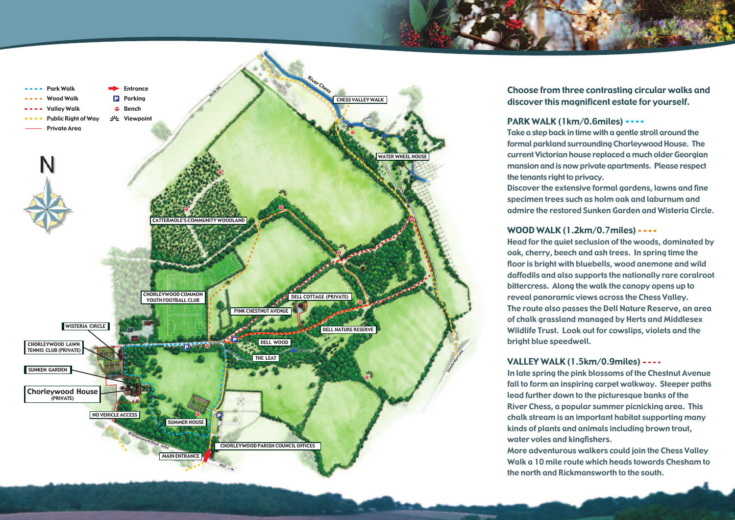Park Walk
Wood Walk
Valley Walk
Public Right of Way
Private Area
Entrance
Parking
Bench
Viewpoint

N

River Chess
North Hill
CHESS VALLEY WALK
WATER WHEEL HOUSE
CATTERMOLE'S COMMUNITY WOODLAND
CHORLEYWOOD COMMON YOUTH FOOTBALL CLUB
DELL COTTAGE (PRIVATE)
PINK CHESTNUT AVENUE
WISTERIA CIRCLE
DELL NATURE RESERVE
CHORLEYWOOD LAWN TENNIS CLUB (PRIVATE)
DELL WOOD
THE LEAT
SUNKEN GARDEN
Chorleywood House (PRIVATE)
NO VEHICLE ACCESS
SUMMER HOUSE
CHORLEYWOOD PARISH COUNCIL OFFICES
MAIN ENTRANCE
Rickmansworth Road A404
M25
Solesbridge Lane

## Choose from three contrasting circular walks and discover this magnificent estate for yourself.

### PARK WALK (1km/0.6miles)

Take a step back in time with a gentle stroll around the formal parkland surrounding Chorleywood House. The current Victorian house replaced a much older Georgian mansion and is now private apartments. Please respect the tenants right to privacy.

Discover the extensive formal gardens, lawns and fine specimen trees such as holm oak and laburnum and admire the restored Sunken Garden and Wisteria Circle.

### WOOD WALK (1.2km/0.7miles)

Head for the quiet seclusion of the woods, dominated by oak, cherry, beech and ash trees. In spring time the floor is bright with bluebells, wood anemone and wild daffodils and also supports the nationally rare coralroot bittercress. Along the walk the canopy opens up to reveal panoramic views across the Chess Valley.

The route also passes the Dell Nature Reserve, an area of chalk grassland managed by Herts and Middlesex Wildlife Trust. Look out for cowslips, violets and the bright blue speedwell.

### VALLEY WALK (1.5km/0.9miles)

In late spring the pink blossoms of the Chestnut Avenue fall to form an inspiring carpet walkway. Steeper paths lead further down to the picturesque banks of the River Chess, a popular summer picnicking area. This chalk stream is an important habitat supporting many kinds of plants and animals including brown trout, water voles and kingfishers.

More adventurous walkers could join the Chess Valley Walk a 10 mile route which heads towards Chesham to the north and Rickmansworth to the south.